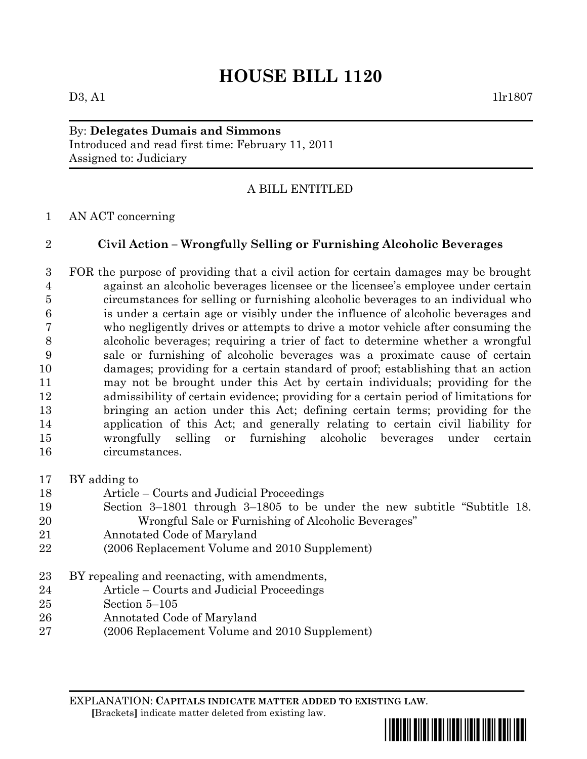# HOUSE BILL 1120

D3, A1 1lr1807

By: **Delegates Dumais and Simmons**
Introduced and read first time: February 11, 2011
Assigned to: Judiciary

A BILL ENTITLED

1 AN ACT concerning

2 **Civil Action – Wrongfully Selling or Furnishing Alcoholic Beverages**

3 FOR the purpose of providing that a civil action for certain damages may be brought
4 against an alcoholic beverages licensee or the licensee's employee under certain
5 circumstances for selling or furnishing alcoholic beverages to an individual who
6 is under a certain age or visibly under the influence of alcoholic beverages and
7 who negligently drives or attempts to drive a motor vehicle after consuming the
8 alcoholic beverages; requiring a trier of fact to determine whether a wrongful
9 sale or furnishing of alcoholic beverages was a proximate cause of certain
10 damages; providing for a certain standard of proof; establishing that an action
11 may not be brought under this Act by certain individuals; providing for the
12 admissibility of certain evidence; providing for a certain period of limitations for
13 bringing an action under this Act; defining certain terms; providing for the
14 application of this Act; and generally relating to certain civil liability for
15 wrongfully selling or furnishing alcoholic beverages under certain
16 circumstances.

17 BY adding to
18 Article – Courts and Judicial Proceedings
19 Section 3–1801 through 3–1805 to be under the new subtitle "Subtitle 18.
20 Wrongful Sale or Furnishing of Alcoholic Beverages"
21 Annotated Code of Maryland
22 (2006 Replacement Volume and 2010 Supplement)

23 BY repealing and reenacting, with amendments,
24 Article – Courts and Judicial Proceedings
25 Section 5–105
26 Annotated Code of Maryland
27 (2006 Replacement Volume and 2010 Supplement)

EXPLANATION: **CAPITALS INDICATE MATTER ADDED TO EXISTING LAW.**
**[**Brackets**]** indicate matter deleted from existing law.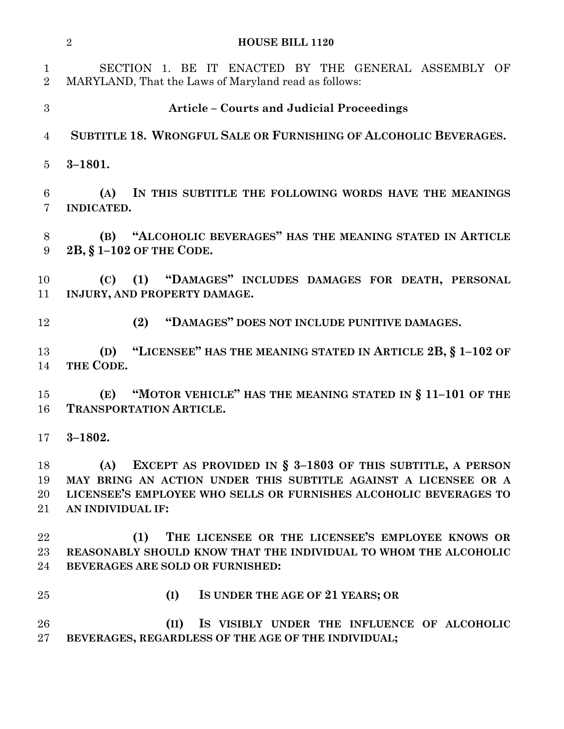SECTION 1. BE IT ENACTED BY THE GENERAL ASSEMBLY OF MARYLAND, That the Laws of Maryland read as follows:

**Article – Courts and Judicial Proceedings**

**SUBTITLE 18. WRONGFUL SALE OR FURNISHING OF ALCOHOLIC BEVERAGES.**

**3–1801.**

**(A) IN THIS SUBTITLE THE FOLLOWING WORDS HAVE THE MEANINGS INDICATED.**

**(B) "ALCOHOLIC BEVERAGES" HAS THE MEANING STATED IN ARTICLE 2B, § 1–102 OF THE CODE.**

**(C) (1) "DAMAGES" INCLUDES DAMAGES FOR DEATH, PERSONAL INJURY, AND PROPERTY DAMAGE.**

**(2) "DAMAGES" DOES NOT INCLUDE PUNITIVE DAMAGES.**

**(D) "LICENSEE" HAS THE MEANING STATED IN ARTICLE 2B, § 1–102 OF THE CODE.**

**(E) "MOTOR VEHICLE" HAS THE MEANING STATED IN § 11–101 OF THE TRANSPORTATION ARTICLE.**

**3–1802.**

**(A) EXCEPT AS PROVIDED IN § 3–1803 OF THIS SUBTITLE, A PERSON MAY BRING AN ACTION UNDER THIS SUBTITLE AGAINST A LICENSEE OR A LICENSEE'S EMPLOYEE WHO SELLS OR FURNISHES ALCOHOLIC BEVERAGES TO AN INDIVIDUAL IF:**

**(1) THE LICENSEE OR THE LICENSEE'S EMPLOYEE KNOWS OR REASONABLY SHOULD KNOW THAT THE INDIVIDUAL TO WHOM THE ALCOHOLIC BEVERAGES ARE SOLD OR FURNISHED:**

**(I) IS UNDER THE AGE OF 21 YEARS; OR**

**(II) IS VISIBLY UNDER THE INFLUENCE OF ALCOHOLIC BEVERAGES, REGARDLESS OF THE AGE OF THE INDIVIDUAL;**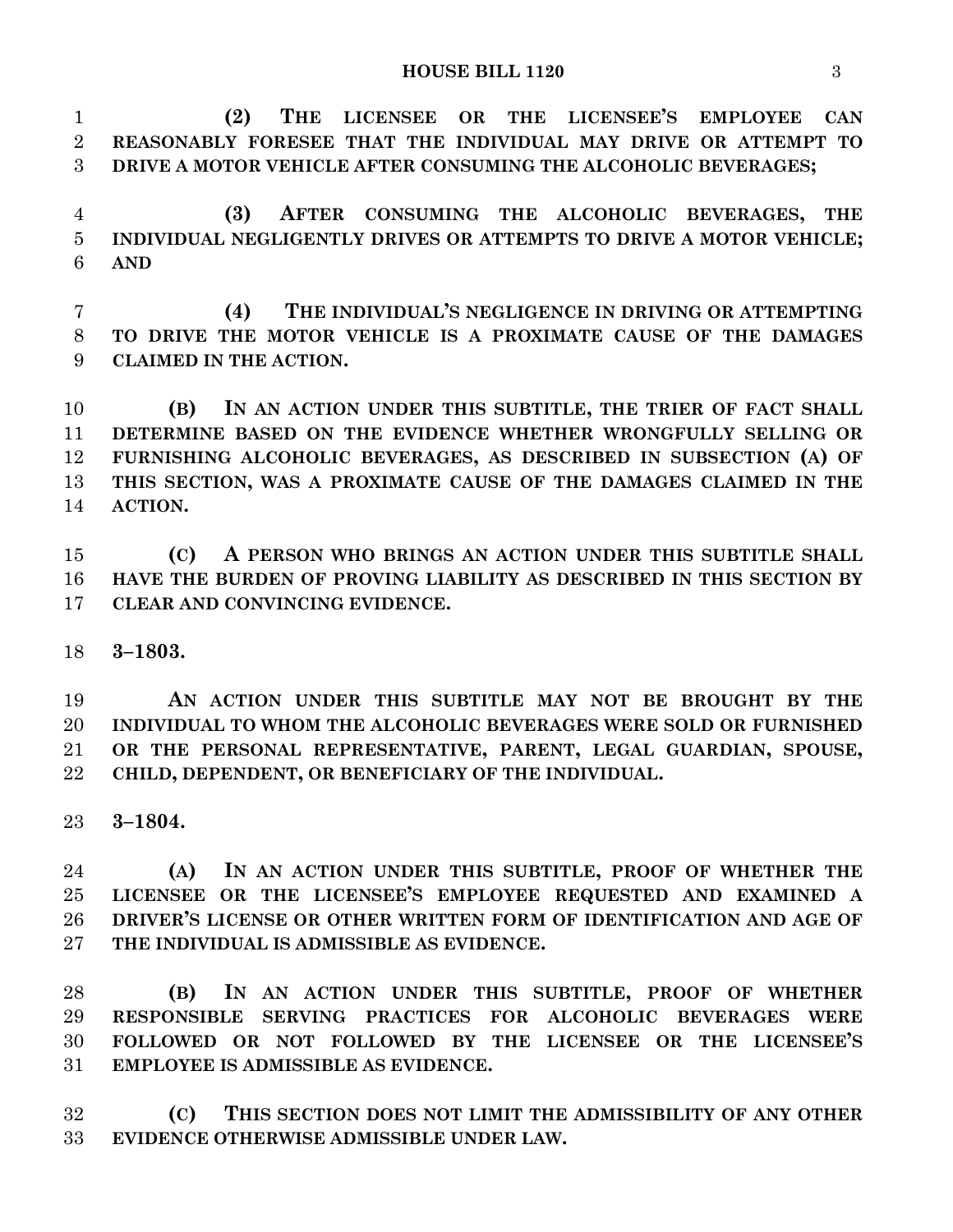**(2) THE LICENSEE OR THE LICENSEE'S EMPLOYEE CAN REASONABLY FORESEE THAT THE INDIVIDUAL MAY DRIVE OR ATTEMPT TO DRIVE A MOTOR VEHICLE AFTER CONSUMING THE ALCOHOLIC BEVERAGES;**

**(3) AFTER CONSUMING THE ALCOHOLIC BEVERAGES, THE INDIVIDUAL NEGLIGENTLY DRIVES OR ATTEMPTS TO DRIVE A MOTOR VEHICLE; AND**

**(4) THE INDIVIDUAL'S NEGLIGENCE IN DRIVING OR ATTEMPTING TO DRIVE THE MOTOR VEHICLE IS A PROXIMATE CAUSE OF THE DAMAGES CLAIMED IN THE ACTION.**

**(B) IN AN ACTION UNDER THIS SUBTITLE, THE TRIER OF FACT SHALL DETERMINE BASED ON THE EVIDENCE WHETHER WRONGFULLY SELLING OR FURNISHING ALCOHOLIC BEVERAGES, AS DESCRIBED IN SUBSECTION (A) OF THIS SECTION, WAS A PROXIMATE CAUSE OF THE DAMAGES CLAIMED IN THE ACTION.**

**(C) A PERSON WHO BRINGS AN ACTION UNDER THIS SUBTITLE SHALL HAVE THE BURDEN OF PROVING LIABILITY AS DESCRIBED IN THIS SECTION BY CLEAR AND CONVINCING EVIDENCE.**

**3–1803.**

**AN ACTION UNDER THIS SUBTITLE MAY NOT BE BROUGHT BY THE INDIVIDUAL TO WHOM THE ALCOHOLIC BEVERAGES WERE SOLD OR FURNISHED OR THE PERSONAL REPRESENTATIVE, PARENT, LEGAL GUARDIAN, SPOUSE, CHILD, DEPENDENT, OR BENEFICIARY OF THE INDIVIDUAL.**

**3–1804.**

**(A) IN AN ACTION UNDER THIS SUBTITLE, PROOF OF WHETHER THE LICENSEE OR THE LICENSEE'S EMPLOYEE REQUESTED AND EXAMINED A DRIVER'S LICENSE OR OTHER WRITTEN FORM OF IDENTIFICATION AND AGE OF THE INDIVIDUAL IS ADMISSIBLE AS EVIDENCE.**

**(B) IN AN ACTION UNDER THIS SUBTITLE, PROOF OF WHETHER RESPONSIBLE SERVING PRACTICES FOR ALCOHOLIC BEVERAGES WERE FOLLOWED OR NOT FOLLOWED BY THE LICENSEE OR THE LICENSEE'S EMPLOYEE IS ADMISSIBLE AS EVIDENCE.**

**(C) THIS SECTION DOES NOT LIMIT THE ADMISSIBILITY OF ANY OTHER EVIDENCE OTHERWISE ADMISSIBLE UNDER LAW.**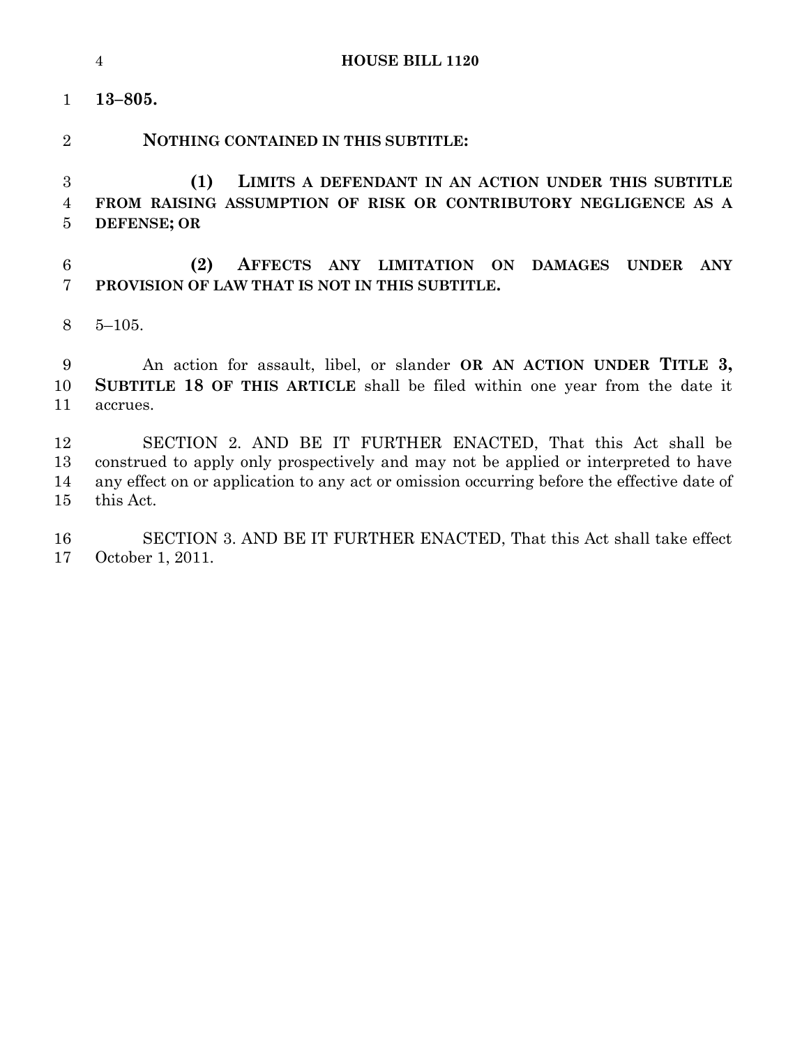**13–805.**

**NOTHING CONTAINED IN THIS SUBTITLE:**

**(1) LIMITS A DEFENDANT IN AN ACTION UNDER THIS SUBTITLE FROM RAISING ASSUMPTION OF RISK OR CONTRIBUTORY NEGLIGENCE AS A DEFENSE; OR**

**(2) AFFECTS ANY LIMITATION ON DAMAGES UNDER ANY PROVISION OF LAW THAT IS NOT IN THIS SUBTITLE.**

5–105.

An action for assault, libel, or slander **OR AN ACTION UNDER TITLE 3, SUBTITLE 18 OF THIS ARTICLE** shall be filed within one year from the date it accrues.

SECTION 2. AND BE IT FURTHER ENACTED, That this Act shall be construed to apply only prospectively and may not be applied or interpreted to have any effect on or application to any act or omission occurring before the effective date of this Act.

SECTION 3. AND BE IT FURTHER ENACTED, That this Act shall take effect October 1, 2011.